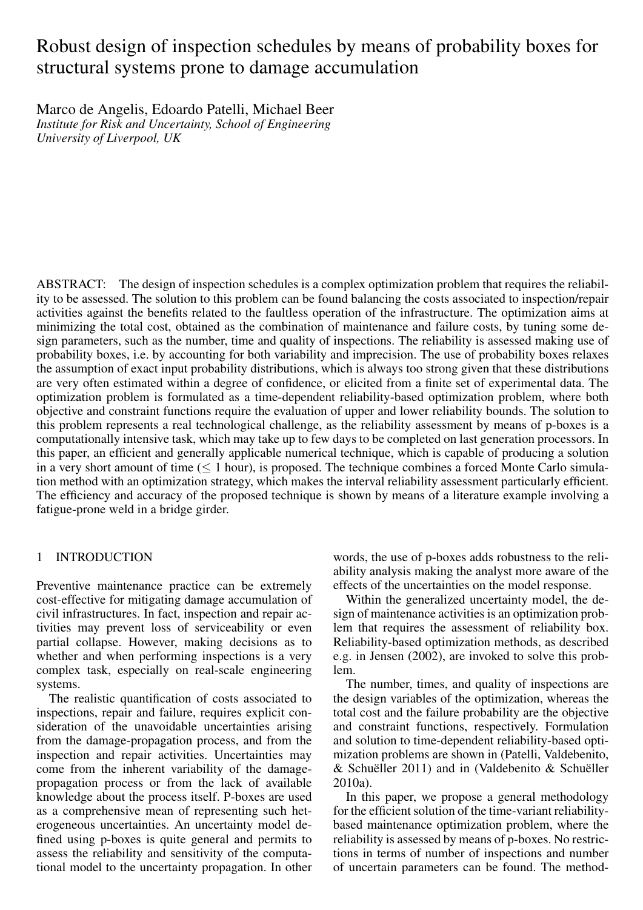# Robust design of inspection schedules by means of probability boxes for structural systems prone to damage accumulation

Marco de Angelis, Edoardo Patelli, Michael Beer

*Institute for Risk and Uncertainty, School of Engineering*
*University of Liverpool, UK*

ABSTRACT: The design of inspection schedules is a complex optimization problem that requires the reliability to be assessed. The solution to this problem can be found balancing the costs associated to inspection/repair activities against the benefits related to the faultless operation of the infrastructure. The optimization aims at minimizing the total cost, obtained as the combination of maintenance and failure costs, by tuning some design parameters, such as the number, time and quality of inspections. The reliability is assessed making use of probability boxes, i.e. by accounting for both variability and imprecision. The use of probability boxes relaxes the assumption of exact input probability distributions, which is always too strong given that these distributions are very often estimated within a degree of confidence, or elicited from a finite set of experimental data. The optimization problem is formulated as a time-dependent reliability-based optimization problem, where both objective and constraint functions require the evaluation of upper and lower reliability bounds. The solution to this problem represents a real technological challenge, as the reliability assessment by means of p-boxes is a computationally intensive task, which may take up to few days to be completed on last generation processors. In this paper, an efficient and generally applicable numerical technique, which is capable of producing a solution in a very short amount of time ($\leq$ 1 hour), is proposed. The technique combines a forced Monte Carlo simulation method with an optimization strategy, which makes the interval reliability assessment particularly efficient. The efficiency and accuracy of the proposed technique is shown by means of a literature example involving a fatigue-prone weld in a bridge girder.

## 1 INTRODUCTION

Preventive maintenance practice can be extremely cost-effective for mitigating damage accumulation of civil infrastructures. In fact, inspection and repair activities may prevent loss of serviceability or even partial collapse. However, making decisions as to whether and when performing inspections is a very complex task, especially on real-scale engineering systems.

The realistic quantification of costs associated to inspections, repair and failure, requires explicit consideration of the unavoidable uncertainties arising from the damage-propagation process, and from the inspection and repair activities. Uncertainties may come from the inherent variability of the damage-propagation process or from the lack of available knowledge about the process itself. P-boxes are used as a comprehensive mean of representing such heterogeneous uncertainties. An uncertainty model defined using p-boxes is quite general and permits to assess the reliability and sensitivity of the computational model to the uncertainty propagation. In other words, the use of p-boxes adds robustness to the reliability analysis making the analyst more aware of the effects of the uncertainties on the model response.

Within the generalized uncertainty model, the design of maintenance activities is an optimization problem that requires the assessment of reliability box. Reliability-based optimization methods, as described e.g. in Jensen (2002), are invoked to solve this problem.

The number, times, and quality of inspections are the design variables of the optimization, whereas the total cost and the failure probability are the objective and constraint functions, respectively. Formulation and solution to time-dependent reliability-based optimization problems are shown in (Patelli, Valdebenito, & Schuëller 2011) and in (Valdebenito & Schuëller 2010a).

In this paper, we propose a general methodology for the efficient solution of the time-variant reliability-based maintenance optimization problem, where the reliability is assessed by means of p-boxes. No restrictions in terms of number of inspections and number of uncertain parameters can be found. The method-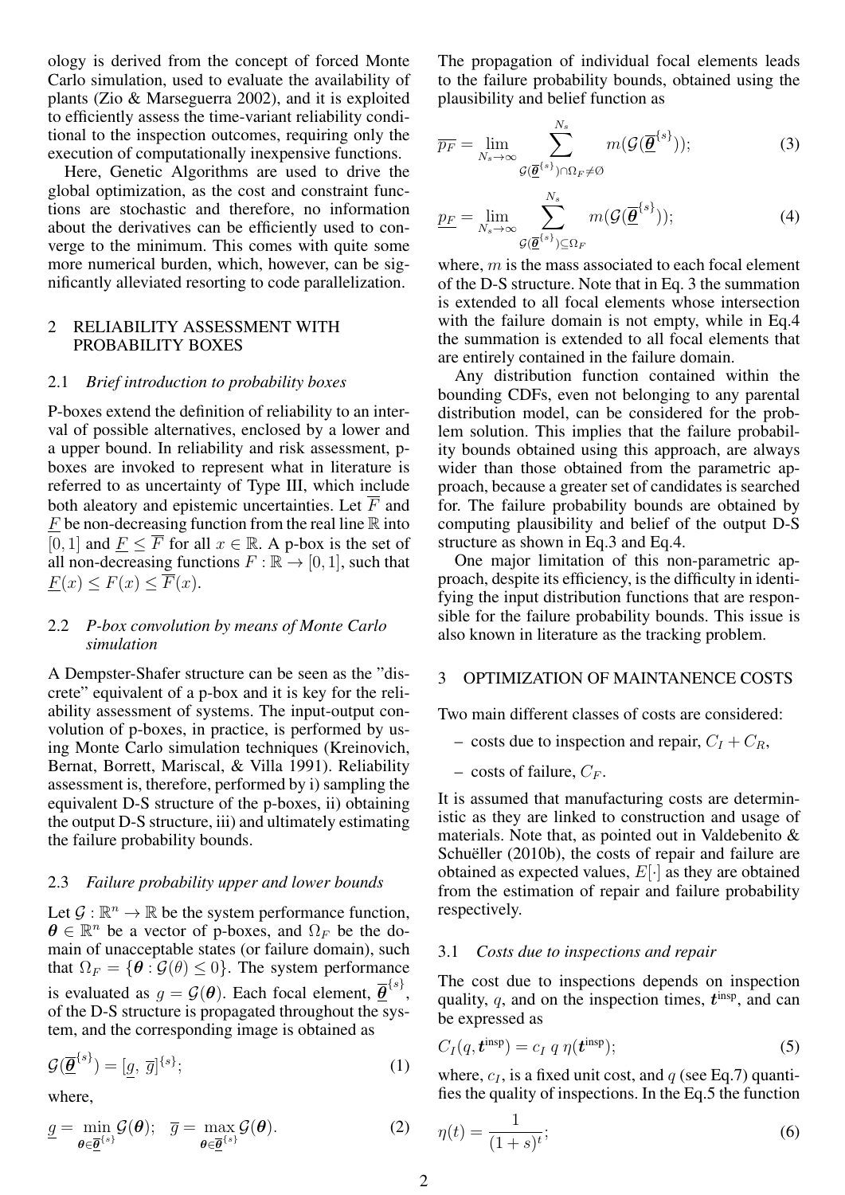ology is derived from the concept of forced Monte Carlo simulation, used to evaluate the availability of plants (Zio & Marseguerra 2002), and it is exploited to efficiently assess the time-variant reliability conditional to the inspection outcomes, requiring only the execution of computationally inexpensive functions.

Here, Genetic Algorithms are used to drive the global optimization, as the cost and constraint functions are stochastic and therefore, no information about the derivatives can be efficiently used to converge to the minimum. This comes with quite some more numerical burden, which, however, can be significantly alleviated resorting to code parallelization.

## 2 RELIABILITY ASSESSMENT WITH PROBABILITY BOXES

### 2.1 *Brief introduction to probability boxes*

P-boxes extend the definition of reliability to an interval of possible alternatives, enclosed by a lower and a upper bound. In reliability and risk assessment, p-boxes are invoked to represent what in literature is referred to as uncertainty of Type III, which include both aleatory and epistemic uncertainties. Let $\overline{F}$ and $\underline{F}$ be non-decreasing function from the real line $\mathbb{R}$ into $[0, 1]$ and $\underline{F} \leq \overline{F}$ for all $x \in \mathbb{R}$. A p-box is the set of all non-decreasing functions $F : \mathbb{R} \rightarrow [0, 1]$, such that $\underline{F}(x) \leq F(x) \leq \overline{F}(x)$.

### 2.2 *P-box convolution by means of Monte Carlo simulation*

A Dempster-Shafer structure can be seen as the "discrete" equivalent of a p-box and it is key for the reliability assessment of systems. The input-output convolution of p-boxes, in practice, is performed by using Monte Carlo simulation techniques (Kreinovich, Bernat, Borrett, Mariscal, & Villa 1991). Reliability assessment is, therefore, performed by i) sampling the equivalent D-S structure of the p-boxes, ii) obtaining the output D-S structure, iii) and ultimately estimating the failure probability bounds.

### 2.3 *Failure probability upper and lower bounds*

Let $\mathcal{G} : \mathbb{R}^n \rightarrow \mathbb{R}$ be the system performance function, $\boldsymbol{\theta} \in \mathbb{R}^n$ be a vector of p-boxes, and $\Omega_F$ be the domain of unacceptable states (or failure domain), such that $\Omega_F = \{\boldsymbol{\theta} : \mathcal{G}(\theta) \leq 0\}$. The system performance is evaluated as $g = \mathcal{G}(\boldsymbol{\theta})$. Each focal element, $\overline{\underline{\boldsymbol{\theta}}}^{\{s\}}$, of the D-S structure is propagated throughout the system, and the corresponding image is obtained as

$$\mathcal{G}(\overline{\underline{\boldsymbol{\theta}}}^{\{s\}}) = [\underline{g}, \, \overline{g}]^{\{s\}}; \tag{1}$$

where,

$$\underline{g} = \min_{\boldsymbol{\theta} \in \overline{\underline{\boldsymbol{\theta}}}^{\{s\}}} \mathcal{G}(\boldsymbol{\theta}); \quad \overline{g} = \max_{\boldsymbol{\theta} \in \overline{\underline{\boldsymbol{\theta}}}^{\{s\}}} \mathcal{G}(\boldsymbol{\theta}). \tag{2}$$

The propagation of individual focal elements leads to the failure probability bounds, obtained using the plausibility and belief function as

$$\overline{p_F} = \lim_{N_s \to \infty} \sum_{\mathcal{G}(\overline{\underline{\boldsymbol{\theta}}}^{\{s\}}) \cap \Omega_F \neq \varnothing}^{N_s} m(\mathcal{G}(\overline{\underline{\boldsymbol{\theta}}}^{\{s\}})); \tag{3}$$

$$\underline{p_F} = \lim_{N_s \to \infty} \sum_{\mathcal{G}(\overline{\underline{\boldsymbol{\theta}}}^{\{s\}}) \subseteq \Omega_F}^{N_s} m(\mathcal{G}(\overline{\underline{\boldsymbol{\theta}}}^{\{s\}})); \tag{4}$$

where, $m$ is the mass associated to each focal element of the D-S structure. Note that in Eq. 3 the summation is extended to all focal elements whose intersection with the failure domain is not empty, while in Eq.4 the summation is extended to all focal elements that are entirely contained in the failure domain.

Any distribution function contained within the bounding CDFs, even not belonging to any parental distribution model, can be considered for the problem solution. This implies that the failure probability bounds obtained using this approach, are always wider than those obtained from the parametric approach, because a greater set of candidates is searched for. The failure probability bounds are obtained by computing plausibility and belief of the output D-S structure as shown in Eq.3 and Eq.4.

One major limitation of this non-parametric approach, despite its efficiency, is the difficulty in identifying the input distribution functions that are responsible for the failure probability bounds. This issue is also known in literature as the tracking problem.

## 3 OPTIMIZATION OF MAINTANENCE COSTS

Two main different classes of costs are considered:

- costs due to inspection and repair, $C_I + C_R$,
- costs of failure, $C_F$.

It is assumed that manufacturing costs are deterministic as they are linked to construction and usage of materials. Note that, as pointed out in Valdebenito & Schuëller (2010b), the costs of repair and failure are obtained as expected values, $E[\cdot]$ as they are obtained from the estimation of repair and failure probability respectively.

### 3.1 *Costs due to inspections and repair*

The cost due to inspections depends on inspection quality, $q$, and on the inspection times, $\boldsymbol{t}^{\text{insp}}$, and can be expressed as

$$C_I(q, \boldsymbol{t}^{\text{insp}}) = c_I \; q \; \eta(\boldsymbol{t}^{\text{insp}}); \tag{5}$$

where, $c_I$, is a fixed unit cost, and $q$ (see Eq.7) quantifies the quality of inspections. In the Eq.5 the function

$$\eta(t) = \frac{1}{(1+s)^t}; \tag{6}$$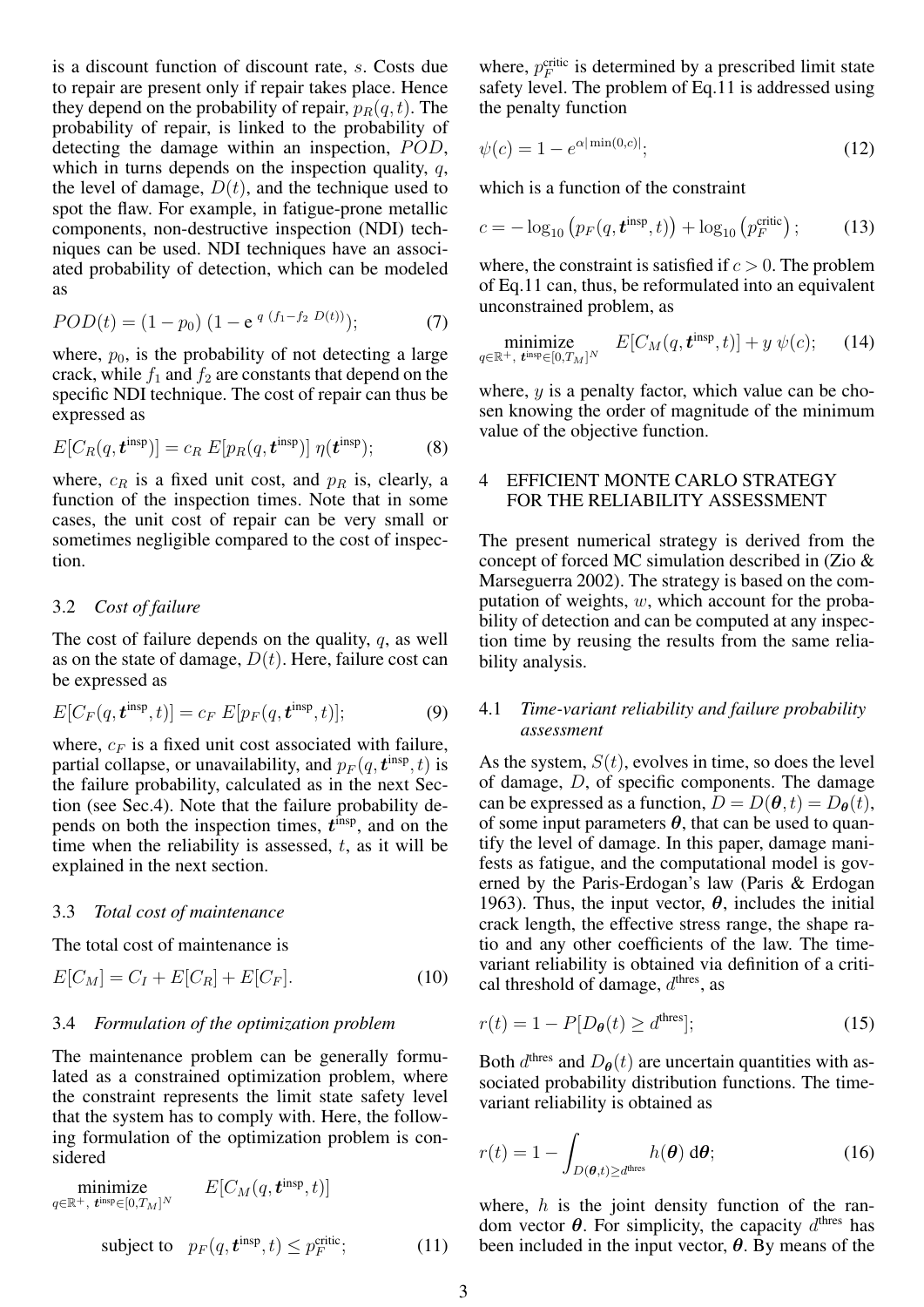is a discount function of discount rate, $s$. Costs due to repair are present only if repair takes place. Hence they depend on the probability of repair, $p_R(q,t)$. The probability of repair, is linked to the probability of detecting the damage within an inspection, $POD$, which in turns depends on the inspection quality, $q$, the level of damage, $D(t)$, and the technique used to spot the flaw. For example, in fatigue-prone metallic components, non-destructive inspection (NDI) techniques can be used. NDI techniques have an associated probability of detection, which can be modeled as

$$POD(t) = (1 - p_0)\,(1 - \mathrm{e}^{\,q\,(f_1 - f_2\,D(t))}); \tag{7}$$

where, $p_0$, is the probability of not detecting a large crack, while $f_1$ and $f_2$ are constants that depend on the specific NDI technique. The cost of repair can thus be expressed as

$$E[C_R(q,\boldsymbol{t}^{\text{insp}})] = c_R\;E[p_R(q,\boldsymbol{t}^{\text{insp}})]\;\eta(\boldsymbol{t}^{\text{insp}}); \tag{8}$$

where, $c_R$ is a fixed unit cost, and $p_R$ is, clearly, a function of the inspection times. Note that in some cases, the unit cost of repair can be very small or sometimes negligible compared to the cost of inspection.

### 3.2 *Cost of failure*

The cost of failure depends on the quality, $q$, as well as on the state of damage, $D(t)$. Here, failure cost can be expressed as

$$E[C_F(q,\boldsymbol{t}^{\text{insp}},t)] = c_F\;E[p_F(q,\boldsymbol{t}^{\text{insp}},t)]; \tag{9}$$

where, $c_F$ is a fixed unit cost associated with failure, partial collapse, or unavailability, and $p_F(q,\boldsymbol{t}^{\text{insp}},t)$ is the failure probability, calculated as in the next Section (see Sec.4). Note that the failure probability depends on both the inspection times, $\boldsymbol{t}^{\text{insp}}$, and on the time when the reliability is assessed, $t$, as it will be explained in the next section.

### 3.3 *Total cost of maintenance*

The total cost of maintenance is

$$E[C_M] = C_I + E[C_R] + E[C_F]. \tag{10}$$

### 3.4 *Formulation of the optimization problem*

The maintenance problem can be generally formulated as a constrained optimization problem, where the constraint represents the limit state safety level that the system has to comply with. Here, the following formulation of the optimization problem is considered

$$\begin{aligned} &\underset{q\in\mathbb{R}^+,\;\boldsymbol{t}^{\text{insp}}\in[0,T_M]^N}{\text{minimize}} && E[C_M(q,\boldsymbol{t}^{\text{insp}},t)] \\ &\text{subject to} && p_F(q,\boldsymbol{t}^{\text{insp}},t) \le p_F^{\text{critic}}; \end{aligned} \tag{11}$$

where, $p_F^{\text{critic}}$ is determined by a prescribed limit state safety level. The problem of Eq.11 is addressed using the penalty function

$$\psi(c) = 1 - e^{\alpha|\min(0,c)|}; \tag{12}$$

which is a function of the constraint

$$c = -\log_{10}\left(p_F(q,\boldsymbol{t}^{\text{insp}},t)\right) + \log_{10}\left(p_F^{\text{critic}}\right); \tag{13}$$

where, the constraint is satisfied if $c > 0$. The problem of Eq.11 can, thus, be reformulated into an equivalent unconstrained problem, as

$$\underset{q\in\mathbb{R}^+,\;\boldsymbol{t}^{\text{insp}}\in[0,T_M]^N}{\text{minimize}} \quad E[C_M(q,\boldsymbol{t}^{\text{insp}},t)] + y\;\psi(c); \tag{14}$$

where, $y$ is a penalty factor, which value can be chosen knowing the order of magnitude of the minimum value of the objective function.

## 4 EFFICIENT MONTE CARLO STRATEGY FOR THE RELIABILITY ASSESSMENT

The present numerical strategy is derived from the concept of forced MC simulation described in (Zio & Marseguerra 2002). The strategy is based on the computation of weights, $w$, which account for the probability of detection and can be computed at any inspection time by reusing the results from the same reliability analysis.

### 4.1 *Time-variant reliability and failure probability assessment*

As the system, $S(t)$, evolves in time, so does the level of damage, $D$, of specific components. The damage can be expressed as a function, $D = D(\boldsymbol{\theta},t) = D_{\boldsymbol{\theta}}(t)$, of some input parameters $\boldsymbol{\theta}$, that can be used to quantify the level of damage. In this paper, damage manifests as fatigue, and the computational model is governed by the Paris-Erdogan's law (Paris & Erdogan 1963). Thus, the input vector, $\boldsymbol{\theta}$, includes the initial crack length, the effective stress range, the shape ratio and any other coefficients of the law. The time-variant reliability is obtained via definition of a critical threshold of damage, $d^{\text{thres}}$, as

$$r(t) = 1 - P[D_{\boldsymbol{\theta}}(t) \ge d^{\text{thres}}]; \tag{15}$$

Both $d^{\text{thres}}$ and $D_{\boldsymbol{\theta}}(t)$ are uncertain quantities with associated probability distribution functions. The time-variant reliability is obtained as

$$r(t) = 1 - \int_{D(\boldsymbol{\theta},t)\ge d^{\text{thres}}} h(\boldsymbol{\theta})\;\mathrm{d}\boldsymbol{\theta}; \tag{16}$$

where, $h$ is the joint density function of the random vector $\boldsymbol{\theta}$. For simplicity, the capacity $d^{\text{thres}}$ has been included in the input vector, $\boldsymbol{\theta}$. By means of the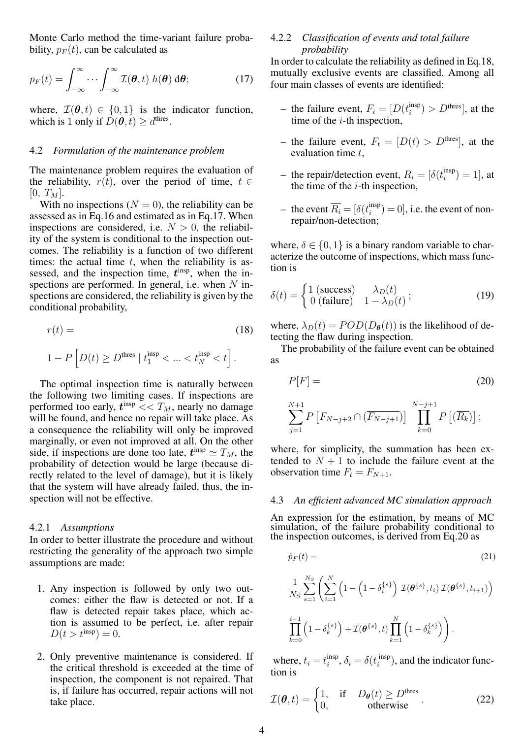Monte Carlo method the time-variant failure probability, $p_F(t)$, can be calculated as

$$p_F(t) = \int_{-\infty}^{\infty} \cdots \int_{-\infty}^{\infty} \mathcal{I}(\boldsymbol{\theta}, t)\; h(\boldsymbol{\theta})\; \mathrm{d}\boldsymbol{\theta}; \tag{17}$$

where, $\mathcal{I}(\boldsymbol{\theta}, t) \in \{0, 1\}$ is the indicator function, which is 1 only if $D(\boldsymbol{\theta}, t) \geq d^{\text{thres}}$.

### 4.2 *Formulation of the maintenance problem*

The maintenance problem requires the evaluation of the reliability, $r(t)$, over the period of time, $t \in [0,\ T_M]$.

With no inspections ($N = 0$), the reliability can be assessed as in Eq.16 and estimated as in Eq.17. When inspections are considered, i.e. $N > 0$, the reliability of the system is conditional to the inspection outcomes. The reliability is a function of two different times: the actual time $t$, when the reliability is assessed, and the inspection time, $\boldsymbol{t}^{\text{insp}}$, when the inspections are performed. In general, i.e. when $N$ inspections are considered, the reliability is given by the conditional probability,

$$r(t) = 1 - P\left[D(t) \geq D^{\text{thres}} \mid t_1^{\text{insp}} < ... < t_N^{\text{insp}} < t\right]. \tag{18}$$

The optimal inspection time is naturally between the following two limiting cases. If inspections are performed too early, $\boldsymbol{t}^{\text{insp}} << T_M$, nearly no damage will be found, and hence no repair will take place. As a consequence the reliability will only be improved marginally, or even not improved at all. On the other side, if inspections are done too late, $\boldsymbol{t}^{\text{insp}} \simeq T_M$, the probability of detection would be large (because directly related to the level of damage), but it is likely that the system will have already failed, thus, the inspection will not be effective.

#### 4.2.1 *Assumptions*

In order to better illustrate the procedure and without restricting the generality of the approach two simple assumptions are made:

1. Any inspection is followed by only two outcomes: either the flaw is detected or not. If a flaw is detected repair takes place, which action is assumed to be perfect, i.e. after repair $D(t > t^{\text{insp}}) = 0$.
2. Only preventive maintenance is considered. If the critical threshold is exceeded at the time of inspection, the component is not repaired. That is, if failure has occurred, repair actions will not take place.

#### 4.2.2 *Classification of events and total failure probability*

In order to calculate the reliability as defined in Eq.18, mutually exclusive events are classified. Among all four main classes of events are identified:

- the failure event, $F_i = [D(t_i^{\text{insp}}) > D^{\text{thres}}]$, at the time of the $i$-th inspection,
- the failure event, $F_t = [D(t) > D^{\text{thres}}]$, at the evaluation time $t$,
- the repair/detection event, $R_i = [\delta(t_i^{\text{insp}}) = 1]$, at the time of the $i$-th inspection,
- the event $\overline{R_i} = [\delta(t_i^{\text{insp}}) = 0]$, i.e. the event of non-repair/non-detection;

where, $\delta \in \{0, 1\}$ is a binary random variable to characterize the outcome of inspections, which mass function is

$$\delta(t) = \begin{cases} 1 \text{ (success)} & \lambda_D(t) \\ 0 \text{ (failure)} & 1 - \lambda_D(t) \end{cases}; \tag{19}$$

where, $\lambda_D(t) = POD(D_{\boldsymbol{\theta}}(t))$ is the likelihood of detecting the flaw during inspection.

The probability of the failure event can be obtained as

$$P[F] = \sum_{j=1}^{N+1} P\left[F_{N-j+2} \cap (\overline{F_{N-j+1}})\right] \prod_{k=0}^{N-j+1} P\left[(\overline{R_k})\right]; \tag{20}$$

where, for simplicity, the summation has been extended to $N + 1$ to include the failure event at the observation time $F_t = F_{N+1}$.

### 4.3 *An efficient advanced MC simulation approach*

An expression for the estimation, by means of MC simulation, of the failure probability conditional to the inspection outcomes, is derived from Eq.20 as

$$\hat{p}_F(t) = \frac{1}{N_S} \sum_{s=1}^{N_S} \left( \sum_{i=1}^{N} \left(1 - \left(1 - \delta_i^{\{s\}}\right) \mathcal{I}(\boldsymbol{\theta}^{\{s\}}, t_i)\, \mathcal{I}(\boldsymbol{\theta}^{\{s\}}, t_{i+1})\right) \prod_{k=0}^{i-1} \left(1 - \delta_k^{\{s\}}\right) + \mathcal{I}(\boldsymbol{\theta}^{\{s\}}, t) \prod_{k=1}^{N} \left(1 - \delta_k^{\{s\}}\right) \right). \tag{21}$$

where, $t_i = t_i^{\text{insp}}$, $\delta_i = \delta(t_i^{\text{insp}})$, and the indicator function is

$$\mathcal{I}(\boldsymbol{\theta}, t) = \begin{cases} 1, & \text{if} \quad D_{\boldsymbol{\theta}}(t) \geq D^{\text{thres}} \\ 0, & \text{otherwise} \end{cases}. \tag{22}$$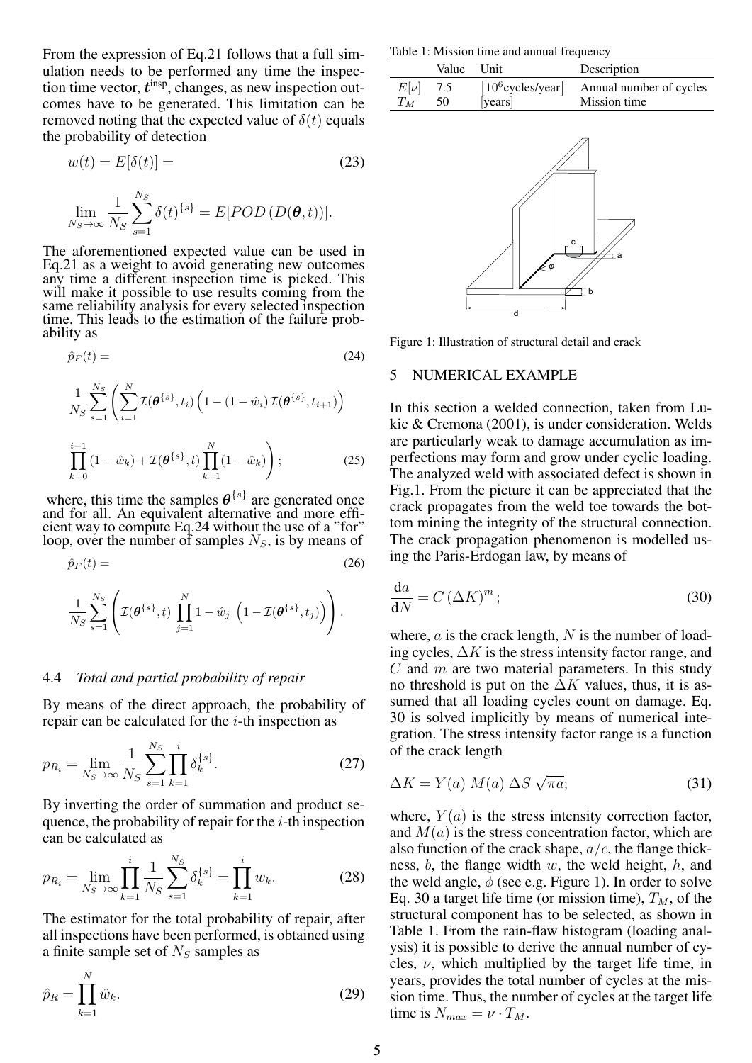From the expression of Eq.21 follows that a full simulation needs to be performed any time the inspection time vector, $\boldsymbol{t}^{\text{insp}}$, changes, as new inspection outcomes have to be generated. This limitation can be removed noting that the expected value of $\delta(t)$ equals the probability of detection

$$w(t) = E[\delta(t)] = \tag{23}$$

$$\lim_{N_S\to\infty} \frac{1}{N_S}\sum_{s=1}^{N_S} \delta(t)^{\{s\}} = E[POD\,(D(\boldsymbol{\theta},t))].$$

The aforementioned expected value can be used in Eq.21 as a weight to avoid generating new outcomes any time a different inspection time is picked. This will make it possible to use results coming from the same reliability analysis for every selected inspection time. This leads to the estimation of the failure probability as

$$\hat{p}_F(t) = \tag{24}$$

$$\frac{1}{N_S}\sum_{s=1}^{N_S}\left(\sum_{i=1}^{N}\mathcal{I}(\boldsymbol{\theta}^{\{s\}},t_i)\left(1-(1-\hat{w}_i)\,\mathcal{I}(\boldsymbol{\theta}^{\{s\}},t_{i+1})\right)\right.$$

$$\left.\prod_{k=0}^{i-1}(1-\hat{w}_k)+\mathcal{I}(\boldsymbol{\theta}^{\{s\}},t)\prod_{k=1}^{N}(1-\hat{w}_k)\right); \tag{25}$$

where, this time the samples $\boldsymbol{\theta}^{\{s\}}$ are generated once and for all. An equivalent alternative and more efficient way to compute Eq.24 without the use of a "for" loop, over the number of samples $N_S$, is by means of

$$\hat{p}_F(t) = \tag{26}$$

$$\frac{1}{N_S}\sum_{s=1}^{N_S}\left(\mathcal{I}(\boldsymbol{\theta}^{\{s\}},t)\,\prod_{j=1}^{N}1-\hat{w}_j\,\left(1-\mathcal{I}(\boldsymbol{\theta}^{\{s\}},t_j)\right)\right).$$

### 4.4 *Total and partial probability of repair*

By means of the direct approach, the probability of repair can be calculated for the $i$-th inspection as

$$p_{R_i} = \lim_{N_S\to\infty}\frac{1}{N_S}\sum_{s=1}^{N_S}\prod_{k=1}^{i}\delta_k^{\{s\}}. \tag{27}$$

By inverting the order of summation and product sequence, the probability of repair for the $i$-th inspection can be calculated as

$$p_{R_i} = \lim_{N_S\to\infty}\prod_{k=1}^{i}\frac{1}{N_S}\sum_{s=1}^{N_S}\delta_k^{\{s\}} = \prod_{k=1}^{i} w_k. \tag{28}$$

The estimator for the total probability of repair, after all inspections have been performed, is obtained using a finite sample set of $N_S$ samples as

$$\hat{p}_R = \prod_{k=1}^{N}\hat{w}_k. \tag{29}$$

Table 1: Mission time and annual frequency

| | Value | Unit | Description |
|---|---|---|---|
| $E[\nu]$ | 7.5 | $[10^6$cycles/year$]$ | Annual number of cycles |
| $T_M$ | 50 | [years] | Mission time |

Figure 1: Illustration of structural detail and crack

## 5 NUMERICAL EXAMPLE

In this section a welded connection, taken from Lukic & Cremona (2001), is under consideration. Welds are particularly weak to damage accumulation as imperfections may form and grow under cyclic loading. The analyzed weld with associated defect is shown in Fig.1. From the picture it can be appreciated that the crack propagates from the weld toe towards the bottom mining the integrity of the structural connection. The crack propagation phenomenon is modelled using the Paris-Erdogan law, by means of

$$\frac{\mathrm{d}a}{\mathrm{d}N} = C\,(\Delta K)^m; \tag{30}$$

where, $a$ is the crack length, $N$ is the number of loading cycles, $\Delta K$ is the stress intensity factor range, and $C$ and $m$ are two material parameters. In this study no threshold is put on the $\Delta K$ values, thus, it is assumed that all loading cycles count on damage. Eq. 30 is solved implicitly by means of numerical integration. The stress intensity factor range is a function of the crack length

$$\Delta K = Y(a)\;M(a)\;\Delta S\;\sqrt{\pi a}; \tag{31}$$

where, $Y(a)$ is the stress intensity correction factor, and $M(a)$ is the stress concentration factor, which are also function of the crack shape, $a/c$, the flange thickness, $b$, the flange width $w$, the weld height, $h$, and the weld angle, $\phi$ (see e.g. Figure 1). In order to solve Eq. 30 a target life time (or mission time), $T_M$, of the structural component has to be selected, as shown in Table 1. From the rain-flaw histogram (loading analysis) it is possible to derive the annual number of cycles, $\nu$, which multiplied by the target life time, in years, provides the total number of cycles at the mission time. Thus, the number of cycles at the target life time is $N_{max} = \nu \cdot T_M$.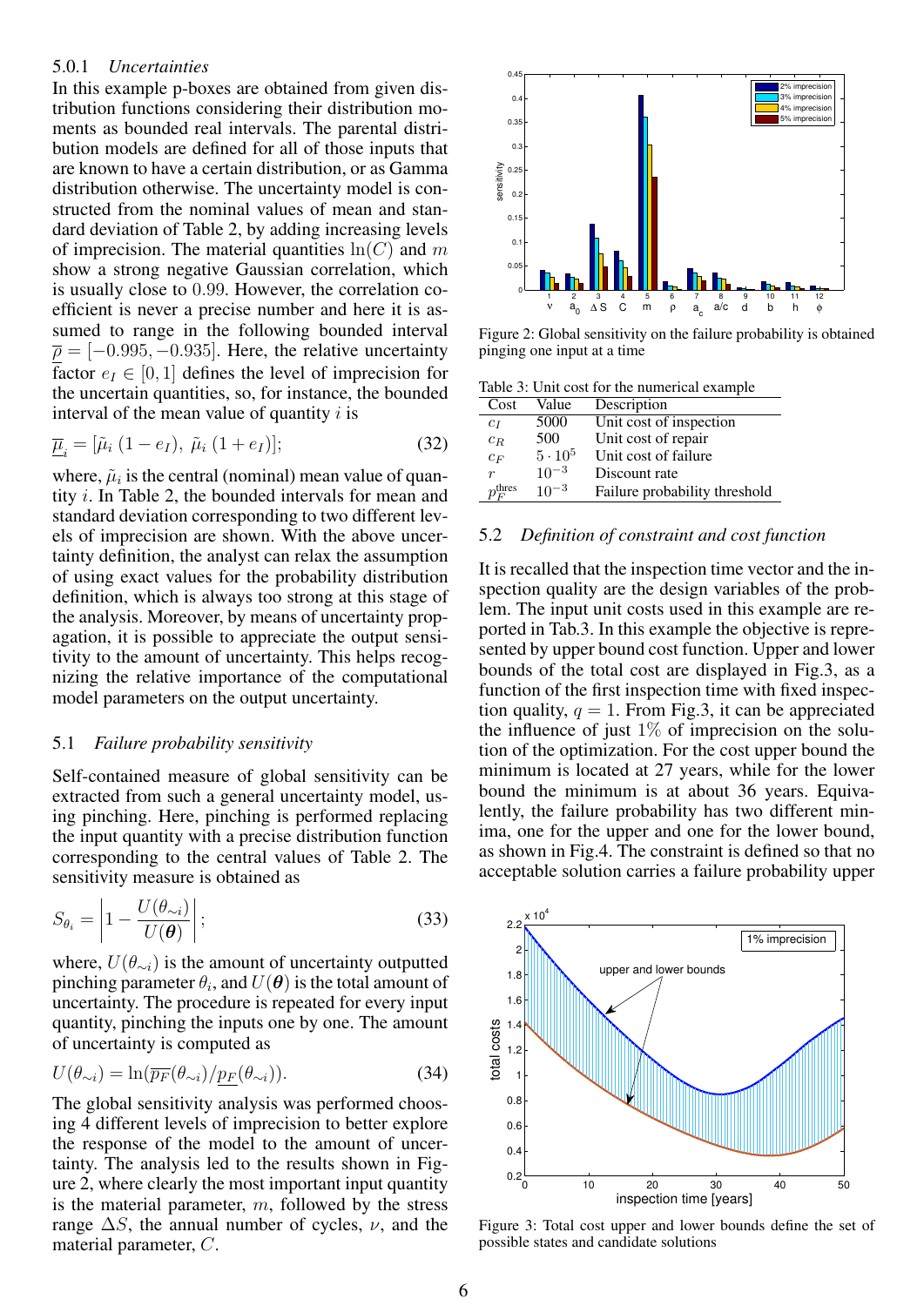#### 5.0.1 *Uncertainties*

In this example p-boxes are obtained from given distribution functions considering their distribution moments as bounded real intervals. The parental distribution models are defined for all of those inputs that are known to have a certain distribution, or as Gamma distribution otherwise. The uncertainty model is constructed from the nominal values of mean and standard deviation of Table 2, by adding increasing levels of imprecision. The material quantities $\ln(C)$ and $m$ show a strong negative Gaussian correlation, which is usually close to $0.99$. However, the correlation coefficient is never a precise number and here it is assumed to range in the following bounded interval $\underline{\overline{\rho}} = [-0.995, -0.935]$. Here, the relative uncertainty factor $e_I \in [0, 1]$ defines the level of imprecision for the uncertain quantities, so, for instance, the bounded interval of the mean value of quantity $i$ is

$$\underline{\overline{\mu}}_i = [\tilde{\mu}_i\,(1 - e_I),\ \tilde{\mu}_i\,(1 + e_I)]; \tag{32}$$

where, $\tilde{\mu}_i$ is the central (nominal) mean value of quantity $i$. In Table 2, the bounded intervals for mean and standard deviation corresponding to two different levels of imprecision are shown. With the above uncertainty definition, the analyst can relax the assumption of using exact values for the probability distribution definition, which is always too strong at this stage of the analysis. Moreover, by means of uncertainty propagation, it is possible to appreciate the output sensitivity to the amount of uncertainty. This helps recognizing the relative importance of the computational model parameters on the output uncertainty.

### 5.1 *Failure probability sensitivity*

Self-contained measure of global sensitivity can be extracted from such a general uncertainty model, using pinching. Here, pinching is performed replacing the input quantity with a precise distribution function corresponding to the central values of Table 2. The sensitivity measure is obtained as

$$S_{\theta_i} = \left| 1 - \frac{U(\theta_{\sim i})}{U(\boldsymbol{\theta})} \right|; \tag{33}$$

where, $U(\theta_{\sim i})$ is the amount of uncertainty outputted pinching parameter $\theta_i$, and $U(\boldsymbol{\theta})$ is the total amount of uncertainty. The procedure is repeated for every input quantity, pinching the inputs one by one. The amount of uncertainty is computed as

$$U(\theta_{\sim i}) = \ln(\overline{p_F}(\theta_{\sim i}) / \underline{p_F}(\theta_{\sim i})). \tag{34}$$

The global sensitivity analysis was performed choosing 4 different levels of imprecision to better explore the response of the model to the amount of uncertainty. The analysis led to the results shown in Figure 2, where clearly the most important input quantity is the material parameter, $m$, followed by the stress range $\Delta S$, the annual number of cycles, $\nu$, and the material parameter, $C$.

Figure 2: Global sensitivity on the failure probability is obtained pinging one input at a time

Table 3: Unit cost for the numerical example

| Cost | Value | Description |
|---|---|---|
| $c_I$ | 5000 | Unit cost of inspection |
| $c_R$ | 500 | Unit cost of repair |
| $c_F$ | $5 \cdot 10^5$ | Unit cost of failure |
| $r$ | $10^{-3}$ | Discount rate |
| $p_F^{\text{thres}}$ | $10^{-3}$ | Failure probability threshold |

### 5.2 *Definition of constraint and cost function*

It is recalled that the inspection time vector and the inspection quality are the design variables of the problem. The input unit costs used in this example are reported in Tab.3. In this example the objective is represented by upper bound cost function. Upper and lower bounds of the total cost are displayed in Fig.3, as a function of the first inspection time with fixed inspection quality, $q = 1$. From Fig.3, it can be appreciated the influence of just $1\%$ of imprecision on the solution of the optimization. For the cost upper bound the minimum is located at 27 years, while for the lower bound the minimum is at about 36 years. Equivalently, the failure probability has two different minima, one for the upper and one for the lower bound, as shown in Fig.4. The constraint is defined so that no acceptable solution carries a failure probability upper

Figure 3: Total cost upper and lower bounds define the set of possible states and candidate solutions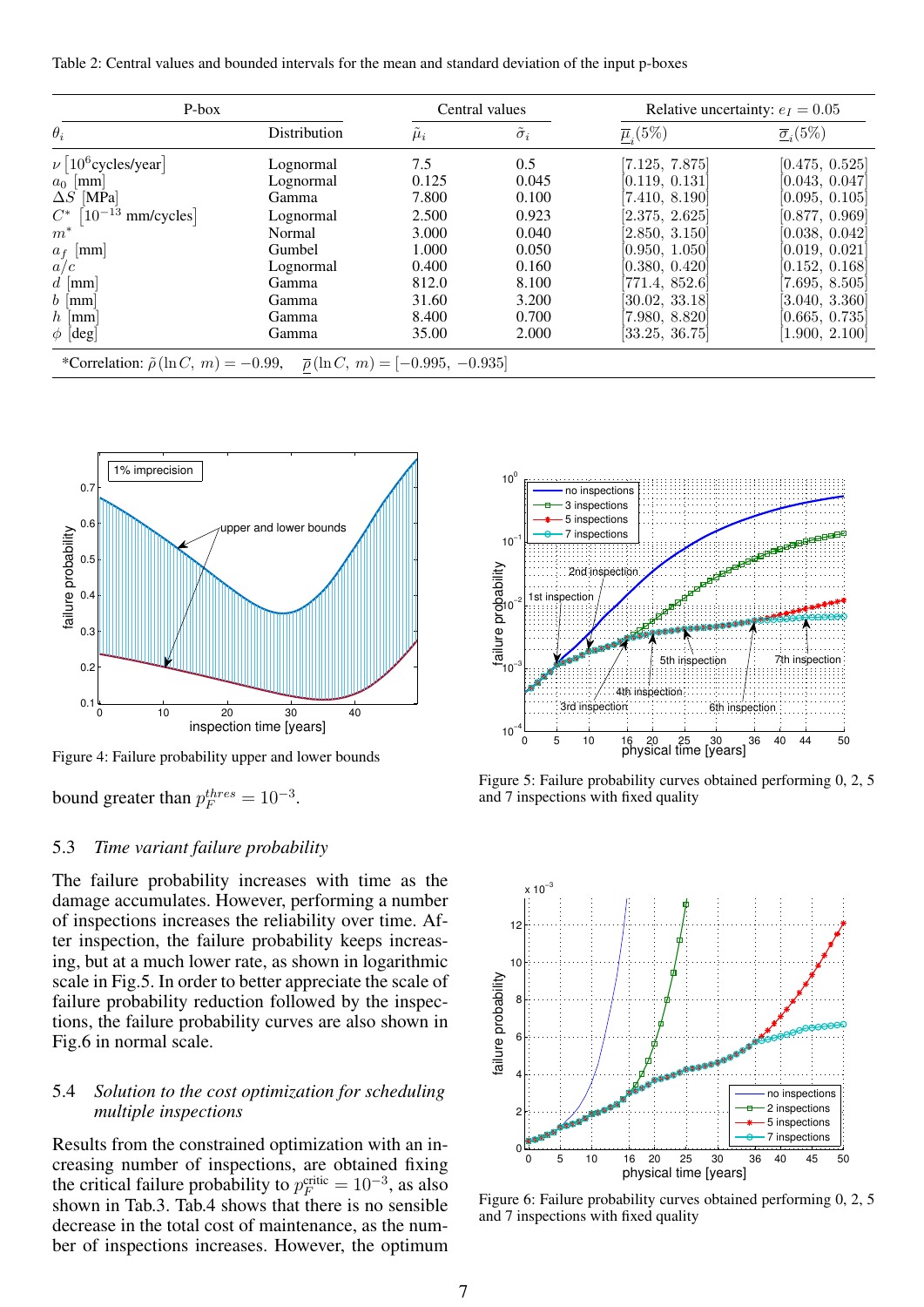Table 2: Central values and bounded intervals for the mean and standard deviation of the input p-boxes

| P-box | | Central values | | Relative uncertainty: $e_I = 0.05$ | |
|---|---|---|---|---|---|
| $\theta_i$ | Distribution | $\tilde{\mu}_i$ | $\tilde{\sigma}_i$ | $\underline{\overline{\mu}}_i(5\%)$ | $\underline{\overline{\sigma}}_i(5\%)$ |
| $\nu$ [$10^6$cycles/year] | Lognormal | 7.5 | 0.5 | [7.125, 7.875] | [0.475, 0.525] |
| $a_0$ [mm] | Lognormal | 0.125 | 0.045 | [0.119, 0.131] | [0.043, 0.047] |
| $\Delta S$ [MPa] | Gamma | 7.800 | 0.100 | [7.410, 8.190] | [0.095, 0.105] |
| $C^*$ [$10^{-13}$ mm/cycles] | Lognormal | 2.500 | 0.923 | [2.375, 2.625] | [0.877, 0.969] |
| $m^*$ | Normal | 3.000 | 0.040 | [2.850, 3.150] | [0.038, 0.042] |
| $a_f$ [mm] | Gumbel | 1.000 | 0.050 | [0.950, 1.050] | [0.019, 0.021] |
| $a/c$ | Lognormal | 0.400 | 0.160 | [0.380, 0.420] | [0.152, 0.168] |
| $d$ [mm] | Gamma | 812.0 | 8.100 | [771.4, 852.6] | [7.695, 8.505] |
| $b$ [mm] | Gamma | 31.60 | 3.200 | [30.02, 33.18] | [3.040, 3.360] |
| $h$ [mm] | Gamma | 8.400 | 0.700 | [7.980, 8.820] | [0.665, 0.735] |
| $\phi$ [deg] | Gamma | 35.00 | 2.000 | [33.25, 36.75] | [1.900, 2.100] |

*Correlation: $\tilde{\rho}(\ln C,\ m) = -0.99$, $\quad \underline{\overline{\rho}}(\ln C,\ m) = [-0.995,\ -0.935]$

Figure 4: Failure probability upper and lower bounds

bound greater than $p_F^{thres} = 10^{-3}$.

### 5.3 *Time variant failure probability*

The failure probability increases with time as the damage accumulates. However, performing a number of inspections increases the reliability over time. After inspection, the failure probability keeps increasing, but at a much lower rate, as shown in logarithmic scale in Fig.5. In order to better appreciate the scale of failure probability reduction followed by the inspections, the failure probability curves are also shown in Fig.6 in normal scale.

### 5.4 *Solution to the cost optimization for scheduling multiple inspections*

Results from the constrained optimization with an increasing number of inspections, are obtained fixing the critical failure probability to $p_F^{\text{critic}} = 10^{-3}$, as also shown in Tab.3. Tab.4 shows that there is no sensible decrease in the total cost of maintenance, as the number of inspections increases. However, the optimum

Figure 5: Failure probability curves obtained performing 0, 2, 5 and 7 inspections with fixed quality

Figure 6: Failure probability curves obtained performing 0, 2, 5 and 7 inspections with fixed quality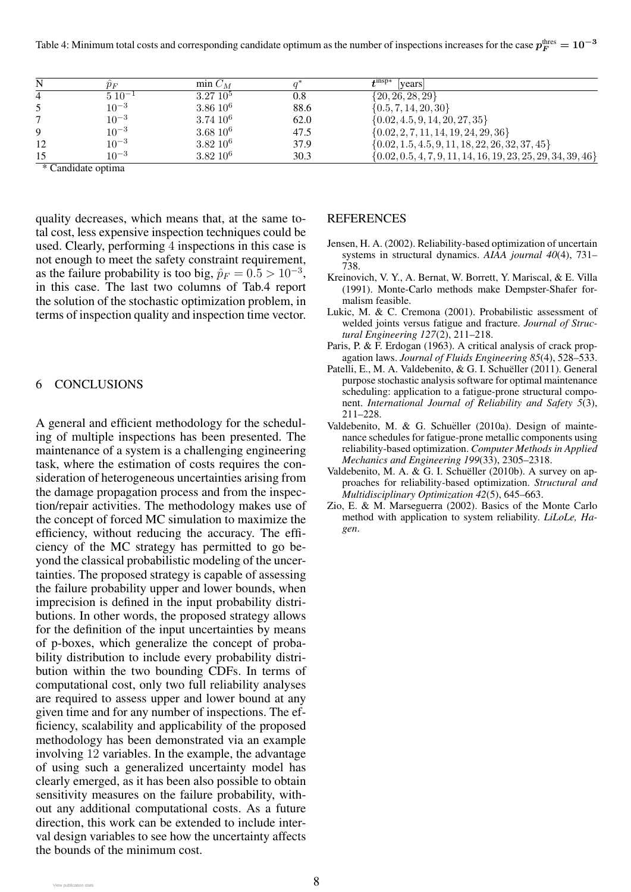Table 4: Minimum total costs and corresponding candidate optimum as the number of inspections increases for the case $p_F^{\text{thres}} = 10^{-3}$

| N | $\hat{p}_F$ | min $C_M$ | $q^*$ | $t^{\text{insp}*}$ [years] |
|---|---|---|---|---|
| 4 | $5\ 10^{-1}$ | $3.27\ 10^5$ | 0.8 | $\{20, 26, 28, 29\}$ |
| 5 | $10^{-3}$ | $3.86\ 10^6$ | 88.6 | $\{0.5, 7, 14, 20, 30\}$ |
| 7 | $10^{-3}$ | $3.74\ 10^6$ | 62.0 | $\{0.02, 4.5, 9, 14, 20, 27, 35\}$ |
| 9 | $10^{-3}$ | $3.68\ 10^6$ | 47.5 | $\{0.02, 2, 7, 11, 14, 19, 24, 29, 36\}$ |
| 12 | $10^{-3}$ | $3.82\ 10^6$ | 37.9 | $\{0.02, 1.5, 4.5, 9, 11, 18, 22, 26, 32, 37, 45\}$ |
| 15 | $10^{-3}$ | $3.82\ 10^6$ | 30.3 | $\{0.02, 0.5, 4, 7, 9, 11, 14, 16, 19, 23, 25, 29, 34, 39, 46\}$ |

\* Candidate optima

quality decreases, which means that, at the same total cost, less expensive inspection techniques could be used. Clearly, performing 4 inspections in this case is not enough to meet the safety constraint requirement, as the failure probability is too big, $\hat{p}_F = 0.5 > 10^{-3}$, in this case. The last two columns of Tab.4 report the solution of the stochastic optimization problem, in terms of inspection quality and inspection time vector.

## 6 CONCLUSIONS

A general and efficient methodology for the scheduling of multiple inspections has been presented. The maintenance of a system is a challenging engineering task, where the estimation of costs requires the consideration of heterogeneous uncertainties arising from the damage propagation process and from the inspection/repair activities. The methodology makes use of the concept of forced MC simulation to maximize the efficiency, without reducing the accuracy. The efficiency of the MC strategy has permitted to go beyond the classical probabilistic modeling of the uncertainties. The proposed strategy is capable of assessing the failure probability upper and lower bounds, when imprecision is defined in the input probability distributions. In other words, the proposed strategy allows for the definition of the input uncertainties by means of p-boxes, which generalize the concept of probability distribution to include every probability distribution within the two bounding CDFs. In terms of computational cost, only two full reliability analyses are required to assess upper and lower bound at any given time and for any number of inspections. The efficiency, scalability and applicability of the proposed methodology has been demonstrated via an example involving 12 variables. In the example, the advantage of using such a generalized uncertainty model has clearly emerged, as it has been also possible to obtain sensitivity measures on the failure probability, without any additional computational costs. As a future direction, this work can be extended to include interval design variables to see how the uncertainty affects the bounds of the minimum cost.

## REFERENCES

Jensen, H. A. (2002). Reliability-based optimization of uncertain systems in structural dynamics. *AIAA journal 40*(4), 731–738.

Kreinovich, V. Y., A. Bernat, W. Borrett, Y. Mariscal, & E. Villa (1991). Monte-Carlo methods make Dempster-Shafer formalism feasible.

Lukic, M. & C. Cremona (2001). Probabilistic assessment of welded joints versus fatigue and fracture. *Journal of Structural Engineering 127*(2), 211–218.

Paris, P. & F. Erdogan (1963). A critical analysis of crack propagation laws. *Journal of Fluids Engineering 85*(4), 528–533.

Patelli, E., M. A. Valdebenito, & G. I. Schuëller (2011). General purpose stochastic analysis software for optimal maintenance scheduling: application to a fatigue-prone structural component. *International Journal of Reliability and Safety 5*(3), 211–228.

Valdebenito, M. & G. Schuëller (2010a). Design of maintenance schedules for fatigue-prone metallic components using reliability-based optimization. *Computer Methods in Applied Mechanics and Engineering 199*(33), 2305–2318.

Valdebenito, M. A. & G. I. Schuëller (2010b). A survey on approaches for reliability-based optimization. *Structural and Multidisciplinary Optimization 42*(5), 645–663.

Zio, E. & M. Marseguerra (2002). Basics of the Monte Carlo method with application to system reliability. *LiLoLe, Hagen*.